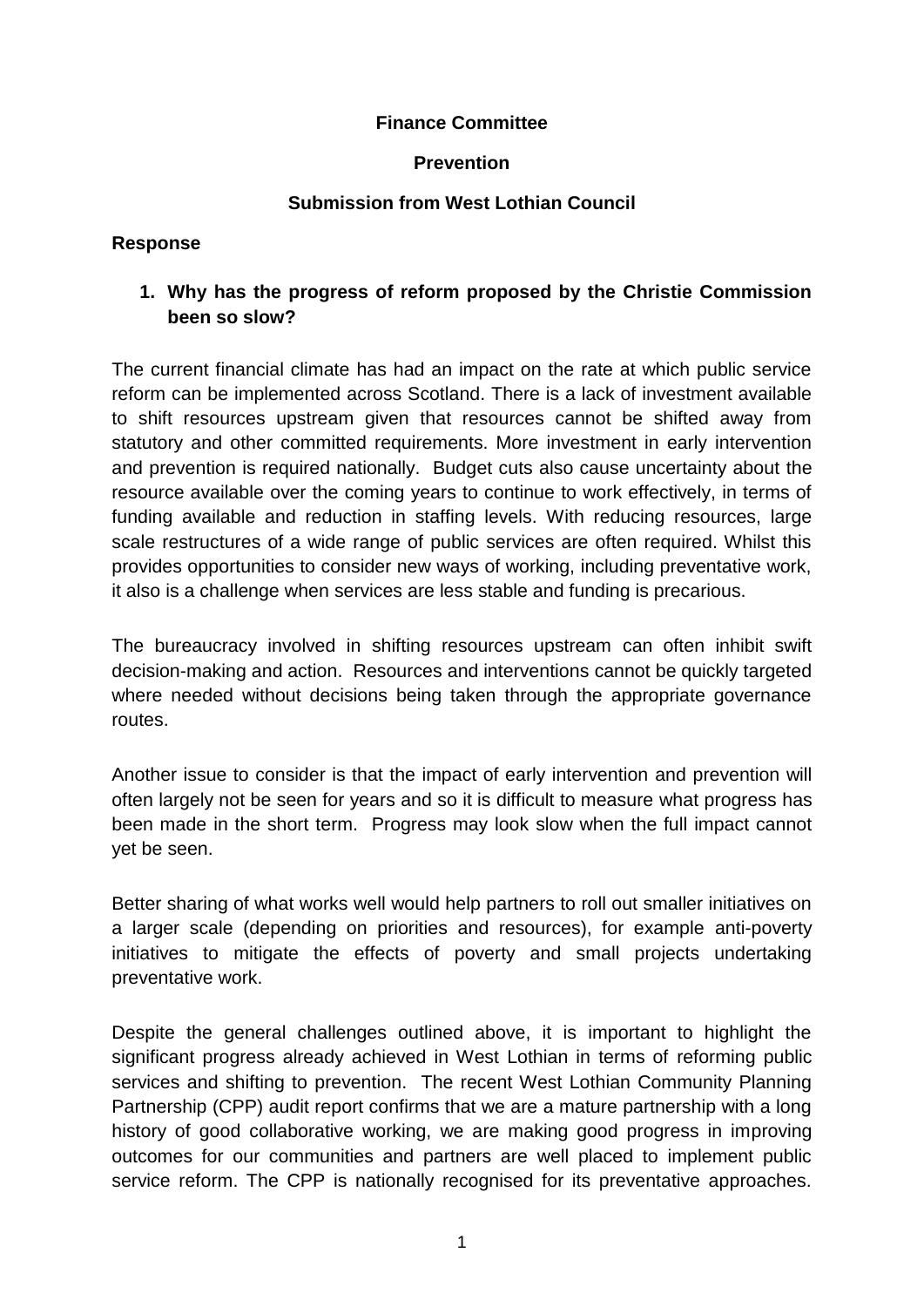**Finance Committee**

**Prevention**

**Submission from West Lothian Council**

**Response**

1. **Why has the progress of reform proposed by the Christie Commission been so slow?**

The current financial climate has had an impact on the rate at which public service reform can be implemented across Scotland. There is a lack of investment available to shift resources upstream given that resources cannot be shifted away from statutory and other committed requirements. More investment in early intervention and prevention is required nationally. Budget cuts also cause uncertainty about the resource available over the coming years to continue to work effectively, in terms of funding available and reduction in staffing levels. With reducing resources, large scale restructures of a wide range of public services are often required. Whilst this provides opportunities to consider new ways of working, including preventative work, it also is a challenge when services are less stable and funding is precarious.

The bureaucracy involved in shifting resources upstream can often inhibit swift decision-making and action. Resources and interventions cannot be quickly targeted where needed without decisions being taken through the appropriate governance routes.

Another issue to consider is that the impact of early intervention and prevention will often largely not be seen for years and so it is difficult to measure what progress has been made in the short term. Progress may look slow when the full impact cannot yet be seen.

Better sharing of what works well would help partners to roll out smaller initiatives on a larger scale (depending on priorities and resources), for example anti-poverty initiatives to mitigate the effects of poverty and small projects undertaking preventative work.

Despite the general challenges outlined above, it is important to highlight the significant progress already achieved in West Lothian in terms of reforming public services and shifting to prevention. The recent West Lothian Community Planning Partnership (CPP) audit report confirms that we are a mature partnership with a long history of good collaborative working, we are making good progress in improving outcomes for our communities and partners are well placed to implement public service reform. The CPP is nationally recognised for its preventative approaches.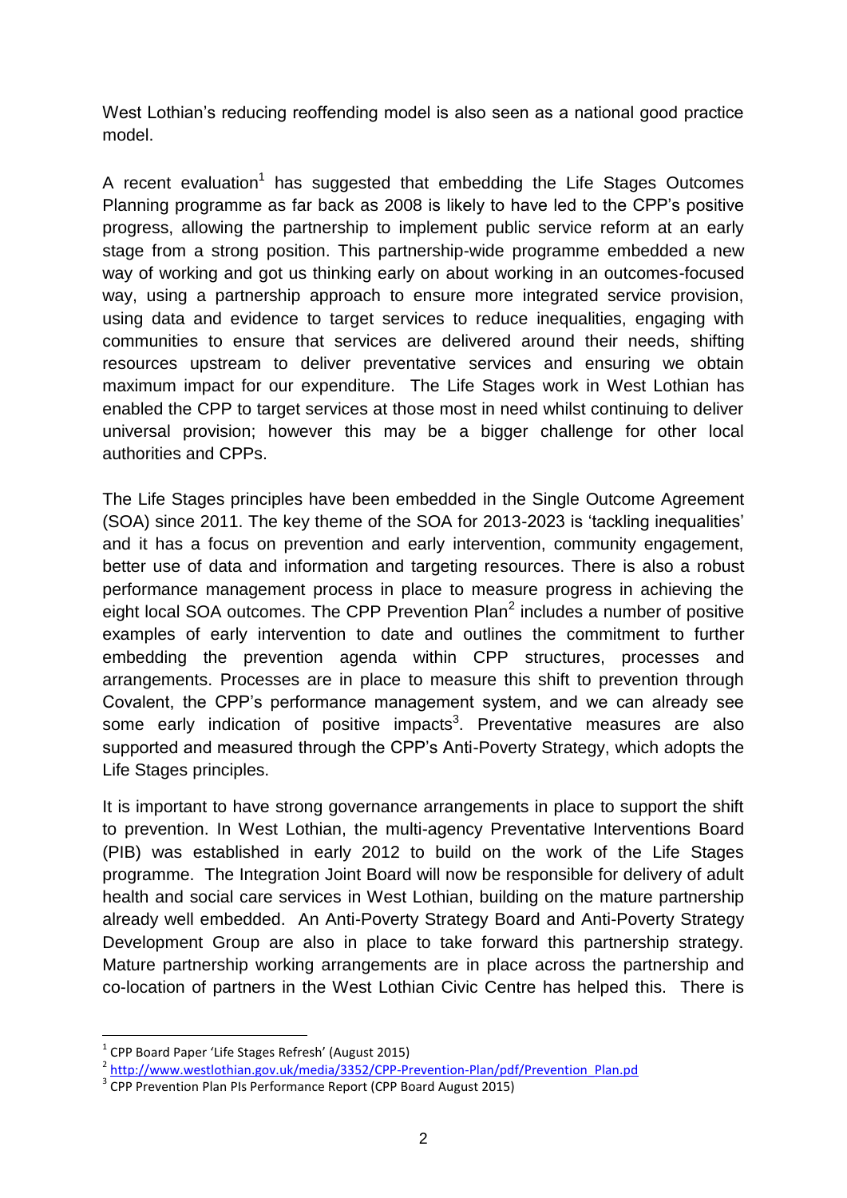West Lothian's reducing reoffending model is also seen as a national good practice model.

A recent evaluation[1] has suggested that embedding the Life Stages Outcomes Planning programme as far back as 2008 is likely to have led to the CPP's positive progress, allowing the partnership to implement public service reform at an early stage from a strong position. This partnership-wide programme embedded a new way of working and got us thinking early on about working in an outcomes-focused way, using a partnership approach to ensure more integrated service provision, using data and evidence to target services to reduce inequalities, engaging with communities to ensure that services are delivered around their needs, shifting resources upstream to deliver preventative services and ensuring we obtain maximum impact for our expenditure. The Life Stages work in West Lothian has enabled the CPP to target services at those most in need whilst continuing to deliver universal provision; however this may be a bigger challenge for other local authorities and CPPs.

The Life Stages principles have been embedded in the Single Outcome Agreement (SOA) since 2011. The key theme of the SOA for 2013-2023 is 'tackling inequalities' and it has a focus on prevention and early intervention, community engagement, better use of data and information and targeting resources. There is also a robust performance management process in place to measure progress in achieving the eight local SOA outcomes. The CPP Prevention Plan[2] includes a number of positive examples of early intervention to date and outlines the commitment to further embedding the prevention agenda within CPP structures, processes and arrangements. Processes are in place to measure this shift to prevention through Covalent, the CPP's performance management system, and we can already see some early indication of positive impacts[3]. Preventative measures are also supported and measured through the CPP's Anti-Poverty Strategy, which adopts the Life Stages principles.

It is important to have strong governance arrangements in place to support the shift to prevention. In West Lothian, the multi-agency Preventative Interventions Board (PIB) was established in early 2012 to build on the work of the Life Stages programme. The Integration Joint Board will now be responsible for delivery of adult health and social care services in West Lothian, building on the mature partnership already well embedded. An Anti-Poverty Strategy Board and Anti-Poverty Strategy Development Group are also in place to take forward this partnership strategy. Mature partnership working arrangements are in place across the partnership and co-location of partners in the West Lothian Civic Centre has helped this. There is

---

[1] CPP Board Paper 'Life Stages Refresh' (August 2015)

[2] http://www.westlothian.gov.uk/media/3352/CPP-Prevention-Plan/pdf/Prevention_Plan.pd

[3] CPP Prevention Plan PIs Performance Report (CPP Board August 2015)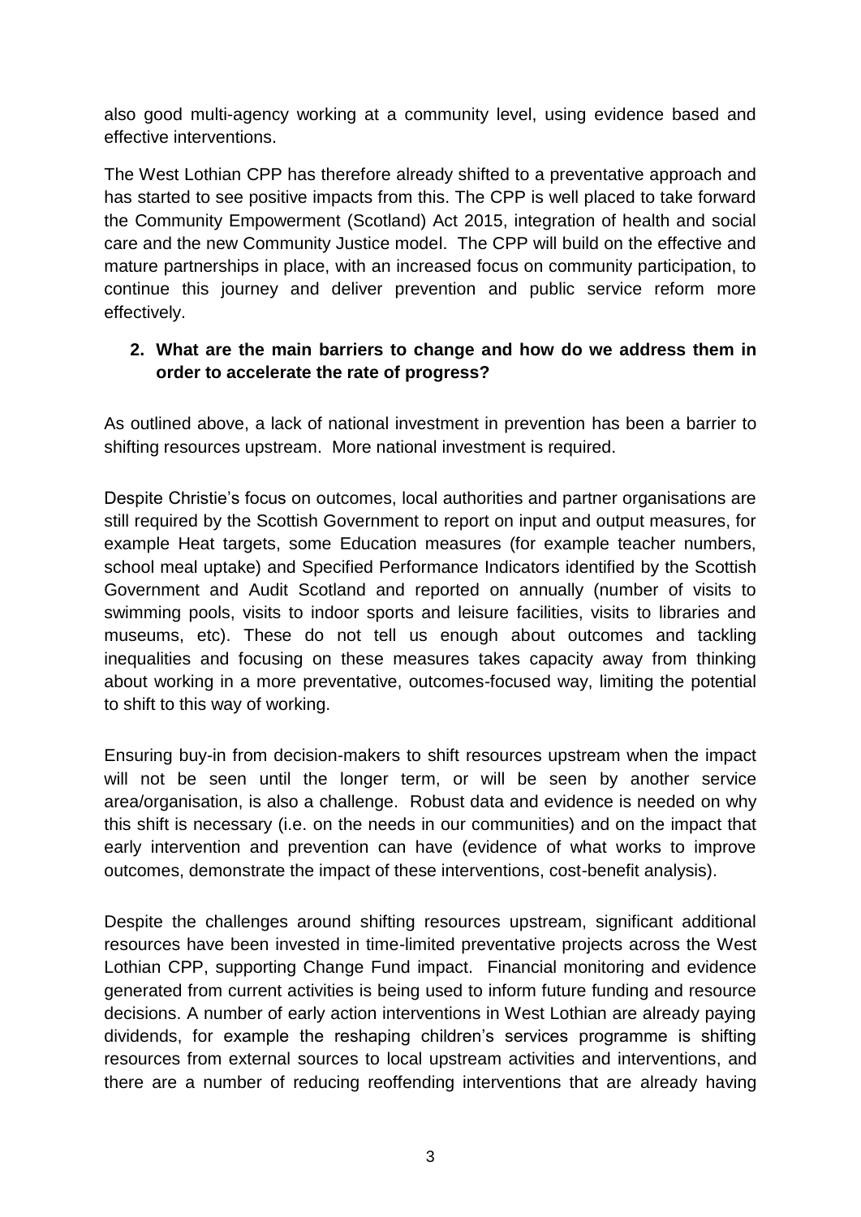also good multi-agency working at a community level, using evidence based and effective interventions.

The West Lothian CPP has therefore already shifted to a preventative approach and has started to see positive impacts from this. The CPP is well placed to take forward the Community Empowerment (Scotland) Act 2015, integration of health and social care and the new Community Justice model. The CPP will build on the effective and mature partnerships in place, with an increased focus on community participation, to continue this journey and deliver prevention and public service reform more effectively.

**2. What are the main barriers to change and how do we address them in order to accelerate the rate of progress?**

As outlined above, a lack of national investment in prevention has been a barrier to shifting resources upstream. More national investment is required.

Despite Christie's focus on outcomes, local authorities and partner organisations are still required by the Scottish Government to report on input and output measures, for example Heat targets, some Education measures (for example teacher numbers, school meal uptake) and Specified Performance Indicators identified by the Scottish Government and Audit Scotland and reported on annually (number of visits to swimming pools, visits to indoor sports and leisure facilities, visits to libraries and museums, etc). These do not tell us enough about outcomes and tackling inequalities and focusing on these measures takes capacity away from thinking about working in a more preventative, outcomes-focused way, limiting the potential to shift to this way of working.

Ensuring buy-in from decision-makers to shift resources upstream when the impact will not be seen until the longer term, or will be seen by another service area/organisation, is also a challenge. Robust data and evidence is needed on why this shift is necessary (i.e. on the needs in our communities) and on the impact that early intervention and prevention can have (evidence of what works to improve outcomes, demonstrate the impact of these interventions, cost-benefit analysis).

Despite the challenges around shifting resources upstream, significant additional resources have been invested in time-limited preventative projects across the West Lothian CPP, supporting Change Fund impact. Financial monitoring and evidence generated from current activities is being used to inform future funding and resource decisions. A number of early action interventions in West Lothian are already paying dividends, for example the reshaping children's services programme is shifting resources from external sources to local upstream activities and interventions, and there are a number of reducing reoffending interventions that are already having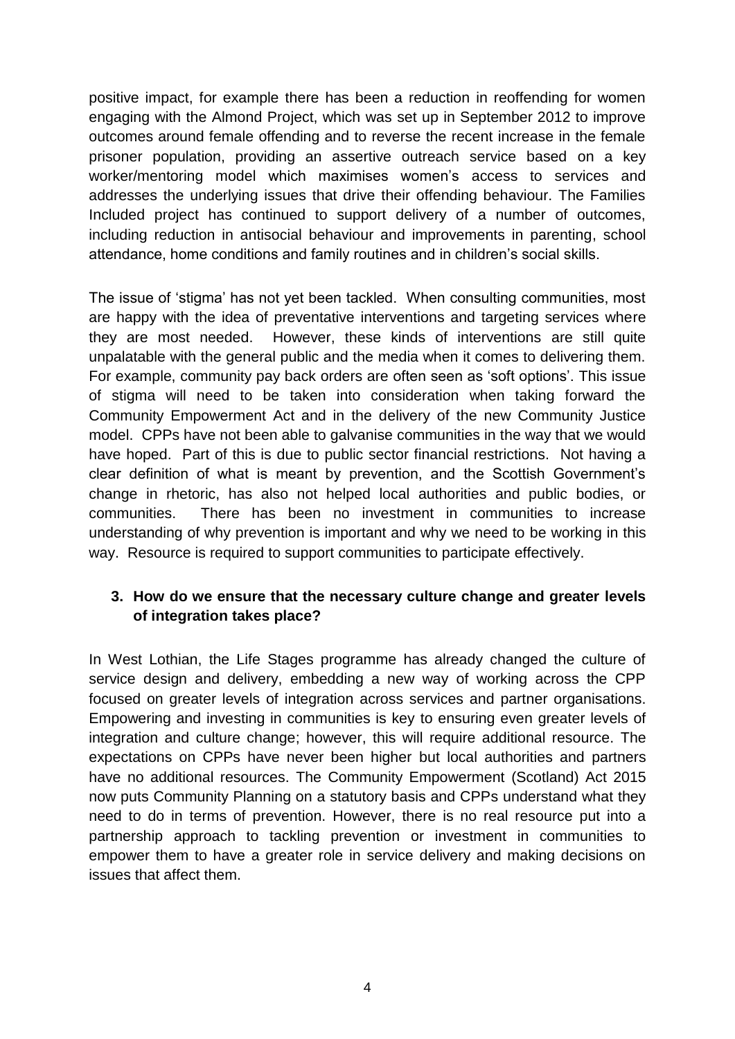positive impact, for example there has been a reduction in reoffending for women engaging with the Almond Project, which was set up in September 2012 to improve outcomes around female offending and to reverse the recent increase in the female prisoner population, providing an assertive outreach service based on a key worker/mentoring model which maximises women's access to services and addresses the underlying issues that drive their offending behaviour. The Families Included project has continued to support delivery of a number of outcomes, including reduction in antisocial behaviour and improvements in parenting, school attendance, home conditions and family routines and in children's social skills.

The issue of 'stigma' has not yet been tackled. When consulting communities, most are happy with the idea of preventative interventions and targeting services where they are most needed. However, these kinds of interventions are still quite unpalatable with the general public and the media when it comes to delivering them. For example, community pay back orders are often seen as 'soft options'. This issue of stigma will need to be taken into consideration when taking forward the Community Empowerment Act and in the delivery of the new Community Justice model. CPPs have not been able to galvanise communities in the way that we would have hoped. Part of this is due to public sector financial restrictions. Not having a clear definition of what is meant by prevention, and the Scottish Government's change in rhetoric, has also not helped local authorities and public bodies, or communities. There has been no investment in communities to increase understanding of why prevention is important and why we need to be working in this way. Resource is required to support communities to participate effectively.

**3. How do we ensure that the necessary culture change and greater levels of integration takes place?**

In West Lothian, the Life Stages programme has already changed the culture of service design and delivery, embedding a new way of working across the CPP focused on greater levels of integration across services and partner organisations. Empowering and investing in communities is key to ensuring even greater levels of integration and culture change; however, this will require additional resource. The expectations on CPPs have never been higher but local authorities and partners have no additional resources. The Community Empowerment (Scotland) Act 2015 now puts Community Planning on a statutory basis and CPPs understand what they need to do in terms of prevention. However, there is no real resource put into a partnership approach to tackling prevention or investment in communities to empower them to have a greater role in service delivery and making decisions on issues that affect them.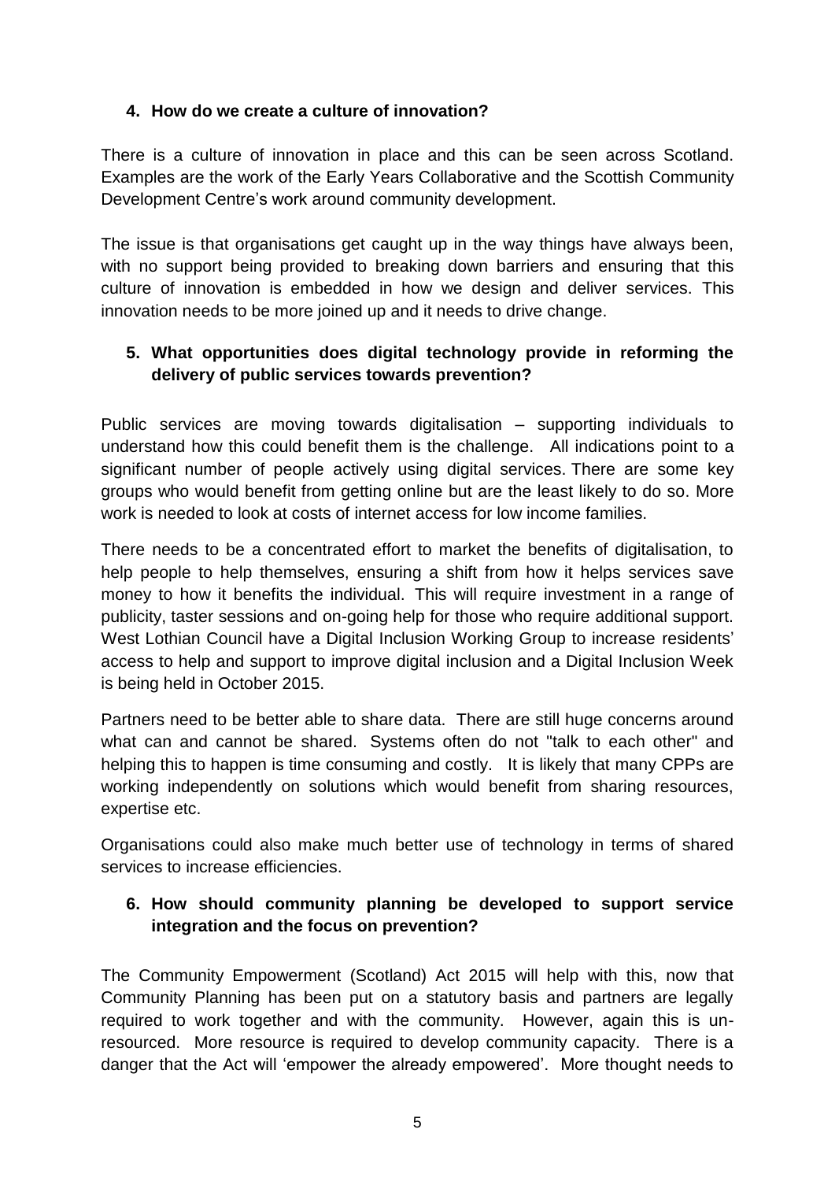**4. How do we create a culture of innovation?**

There is a culture of innovation in place and this can be seen across Scotland. Examples are the work of the Early Years Collaborative and the Scottish Community Development Centre's work around community development.

The issue is that organisations get caught up in the way things have always been, with no support being provided to breaking down barriers and ensuring that this culture of innovation is embedded in how we design and deliver services. This innovation needs to be more joined up and it needs to drive change.

**5. What opportunities does digital technology provide in reforming the delivery of public services towards prevention?**

Public services are moving towards digitalisation – supporting individuals to understand how this could benefit them is the challenge. All indications point to a significant number of people actively using digital services. There are some key groups who would benefit from getting online but are the least likely to do so. More work is needed to look at costs of internet access for low income families.

There needs to be a concentrated effort to market the benefits of digitalisation, to help people to help themselves, ensuring a shift from how it helps services save money to how it benefits the individual. This will require investment in a range of publicity, taster sessions and on-going help for those who require additional support. West Lothian Council have a Digital Inclusion Working Group to increase residents' access to help and support to improve digital inclusion and a Digital Inclusion Week is being held in October 2015.

Partners need to be better able to share data. There are still huge concerns around what can and cannot be shared. Systems often do not "talk to each other" and helping this to happen is time consuming and costly. It is likely that many CPPs are working independently on solutions which would benefit from sharing resources, expertise etc.

Organisations could also make much better use of technology in terms of shared services to increase efficiencies.

**6. How should community planning be developed to support service integration and the focus on prevention?**

The Community Empowerment (Scotland) Act 2015 will help with this, now that Community Planning has been put on a statutory basis and partners are legally required to work together and with the community. However, again this is un-resourced. More resource is required to develop community capacity. There is a danger that the Act will 'empower the already empowered'. More thought needs to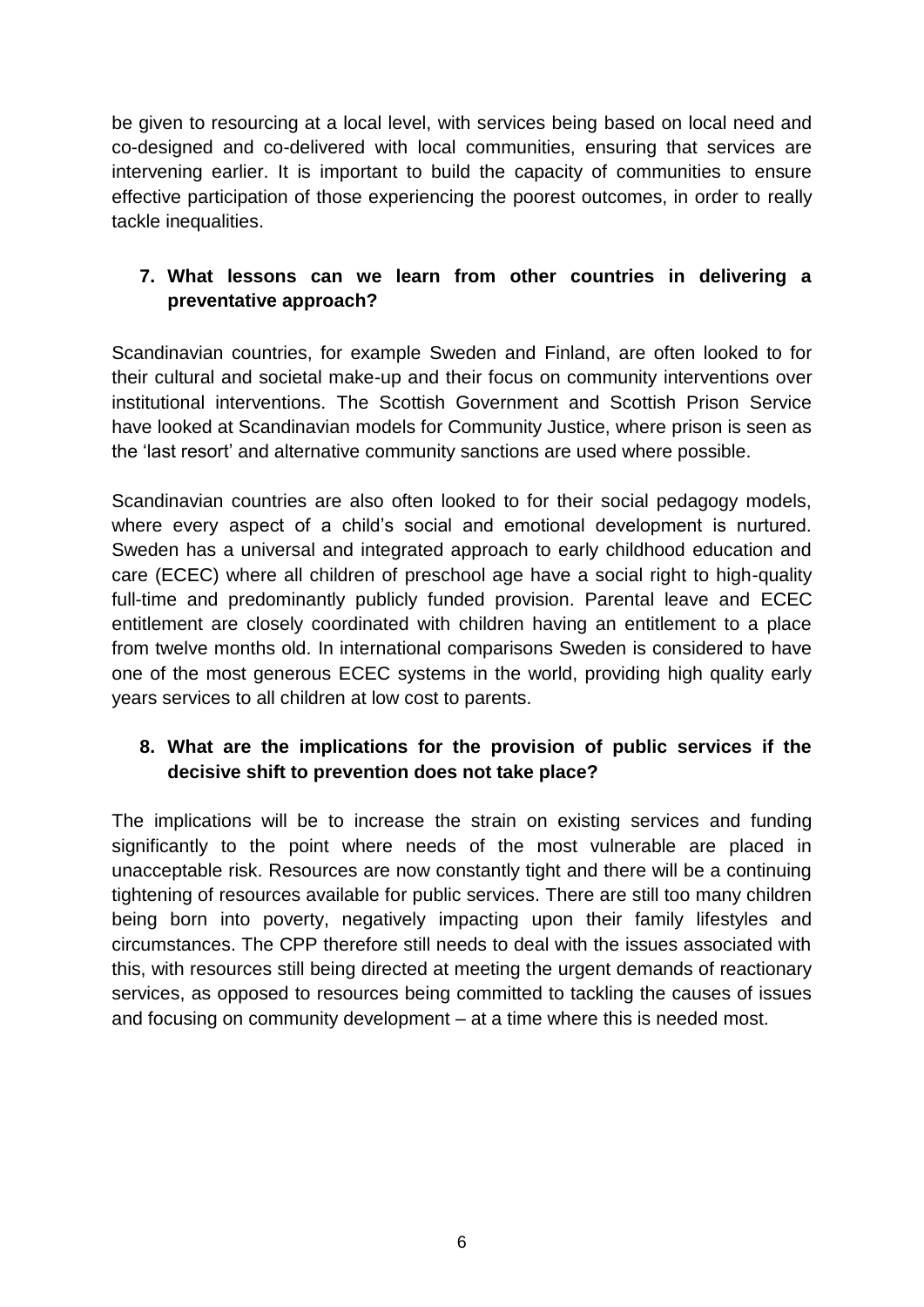be given to resourcing at a local level, with services being based on local need and co-designed and co-delivered with local communities, ensuring that services are intervening earlier. It is important to build the capacity of communities to ensure effective participation of those experiencing the poorest outcomes, in order to really tackle inequalities.

**7. What lessons can we learn from other countries in delivering a preventative approach?**

Scandinavian countries, for example Sweden and Finland, are often looked to for their cultural and societal make-up and their focus on community interventions over institutional interventions. The Scottish Government and Scottish Prison Service have looked at Scandinavian models for Community Justice, where prison is seen as the 'last resort' and alternative community sanctions are used where possible.

Scandinavian countries are also often looked to for their social pedagogy models, where every aspect of a child's social and emotional development is nurtured. Sweden has a universal and integrated approach to early childhood education and care (ECEC) where all children of preschool age have a social right to high-quality full-time and predominantly publicly funded provision. Parental leave and ECEC entitlement are closely coordinated with children having an entitlement to a place from twelve months old. In international comparisons Sweden is considered to have one of the most generous ECEC systems in the world, providing high quality early years services to all children at low cost to parents.

**8. What are the implications for the provision of public services if the decisive shift to prevention does not take place?**

The implications will be to increase the strain on existing services and funding significantly to the point where needs of the most vulnerable are placed in unacceptable risk. Resources are now constantly tight and there will be a continuing tightening of resources available for public services. There are still too many children being born into poverty, negatively impacting upon their family lifestyles and circumstances. The CPP therefore still needs to deal with the issues associated with this, with resources still being directed at meeting the urgent demands of reactionary services, as opposed to resources being committed to tackling the causes of issues and focusing on community development – at a time where this is needed most.